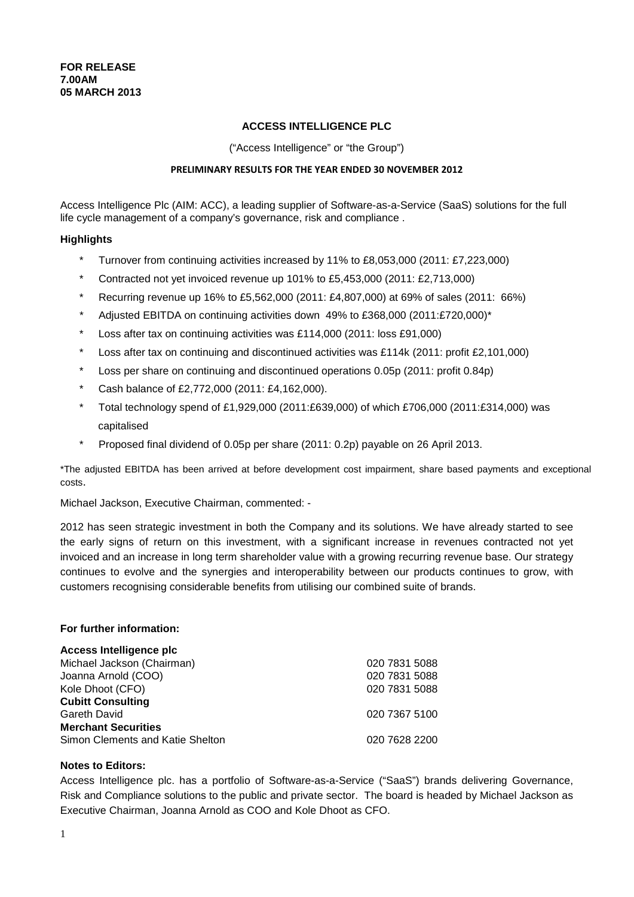**FOR RELEASE**
**7.00AM**
**05 MARCH 2013**

## ACCESS INTELLIGENCE PLC

("Access Intelligence" or "the Group")

### PRELIMINARY RESULTS FOR THE YEAR ENDED 30 NOVEMBER 2012

Access Intelligence Plc (AIM: ACC), a leading supplier of Software-as-a-Service (SaaS) solutions for the full life cycle management of a company's governance, risk and compliance .

### Highlights

- Turnover from continuing activities increased by 11% to £8,053,000 (2011: £7,223,000)
- Contracted not yet invoiced revenue up 101% to £5,453,000 (2011: £2,713,000)
- Recurring revenue up 16% to £5,562,000 (2011: £4,807,000) at 69% of sales (2011: 66%)
- Adjusted EBITDA on continuing activities down 49% to £368,000 (2011:£720,000)*
- Loss after tax on continuing activities was £114,000 (2011: loss £91,000)
- Loss after tax on continuing and discontinued activities was £114k (2011: profit £2,101,000)
- Loss per share on continuing and discontinued operations 0.05p (2011: profit 0.84p)
- Cash balance of £2,772,000 (2011: £4,162,000).
- Total technology spend of £1,929,000 (2011:£639,000) of which £706,000 (2011:£314,000) was capitalised
- Proposed final dividend of 0.05p per share (2011: 0.2p) payable on 26 April 2013.

*The adjusted EBITDA has been arrived at before development cost impairment, share based payments and exceptional costs.

Michael Jackson, Executive Chairman, commented: -

2012 has seen strategic investment in both the Company and its solutions. We have already started to see the early signs of return on this investment, with a significant increase in revenues contracted not yet invoiced and an increase in long term shareholder value with a growing recurring revenue base. Our strategy continues to evolve and the synergies and interoperability between our products continues to grow, with customers recognising considerable benefits from utilising our combined suite of brands.

### For further information:

| | |
|---|---|
| **Access Intelligence plc** | |
| Michael Jackson (Chairman) | 020 7831 5088 |
| Joanna Arnold (COO) | 020 7831 5088 |
| Kole Dhoot (CFO) | 020 7831 5088 |
| **Cubitt Consulting** | |
| Gareth David | 020 7367 5100 |
| **Merchant Securities** | |
| Simon Clements and Katie Shelton | 020 7628 2200 |

### Notes to Editors:

Access Intelligence plc. has a portfolio of Software-as-a-Service ("SaaS") brands delivering Governance, Risk and Compliance solutions to the public and private sector. The board is headed by Michael Jackson as Executive Chairman, Joanna Arnold as COO and Kole Dhoot as CFO.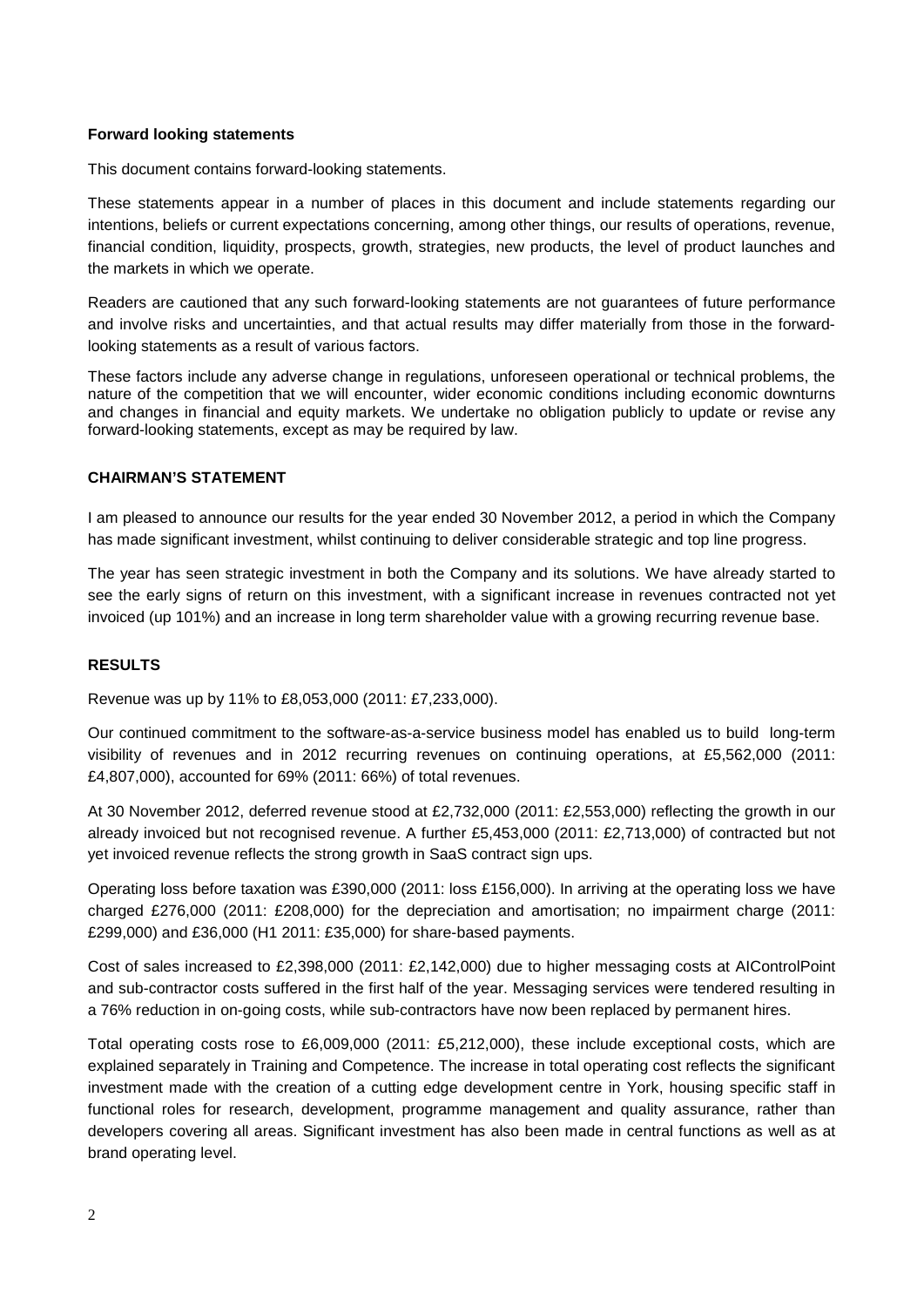**Forward looking statements**

This document contains forward-looking statements.

These statements appear in a number of places in this document and include statements regarding our intentions, beliefs or current expectations concerning, among other things, our results of operations, revenue, financial condition, liquidity, prospects, growth, strategies, new products, the level of product launches and the markets in which we operate.

Readers are cautioned that any such forward-looking statements are not guarantees of future performance and involve risks and uncertainties, and that actual results may differ materially from those in the forward-looking statements as a result of various factors.

These factors include any adverse change in regulations, unforeseen operational or technical problems, the nature of the competition that we will encounter, wider economic conditions including economic downturns and changes in financial and equity markets. We undertake no obligation publicly to update or revise any forward-looking statements, except as may be required by law.

**CHAIRMAN'S STATEMENT**

I am pleased to announce our results for the year ended 30 November 2012, a period in which the Company has made significant investment, whilst continuing to deliver considerable strategic and top line progress.

The year has seen strategic investment in both the Company and its solutions. We have already started to see the early signs of return on this investment, with a significant increase in revenues contracted not yet invoiced (up 101%) and an increase in long term shareholder value with a growing recurring revenue base.

**RESULTS**

Revenue was up by 11% to £8,053,000 (2011: £7,233,000).

Our continued commitment to the software-as-a-service business model has enabled us to build long-term visibility of revenues and in 2012 recurring revenues on continuing operations, at £5,562,000 (2011: £4,807,000), accounted for 69% (2011: 66%) of total revenues.

At 30 November 2012, deferred revenue stood at £2,732,000 (2011: £2,553,000) reflecting the growth in our already invoiced but not recognised revenue. A further £5,453,000 (2011: £2,713,000) of contracted but not yet invoiced revenue reflects the strong growth in SaaS contract sign ups.

Operating loss before taxation was £390,000 (2011: loss £156,000). In arriving at the operating loss we have charged £276,000 (2011: £208,000) for the depreciation and amortisation; no impairment charge (2011: £299,000) and £36,000 (H1 2011: £35,000) for share-based payments.

Cost of sales increased to £2,398,000 (2011: £2,142,000) due to higher messaging costs at AIControlPoint and sub-contractor costs suffered in the first half of the year. Messaging services were tendered resulting in a 76% reduction in on-going costs, while sub-contractors have now been replaced by permanent hires.

Total operating costs rose to £6,009,000 (2011: £5,212,000), these include exceptional costs, which are explained separately in Training and Competence. The increase in total operating cost reflects the significant investment made with the creation of a cutting edge development centre in York, housing specific staff in functional roles for research, development, programme management and quality assurance, rather than developers covering all areas. Significant investment has also been made in central functions as well as at brand operating level.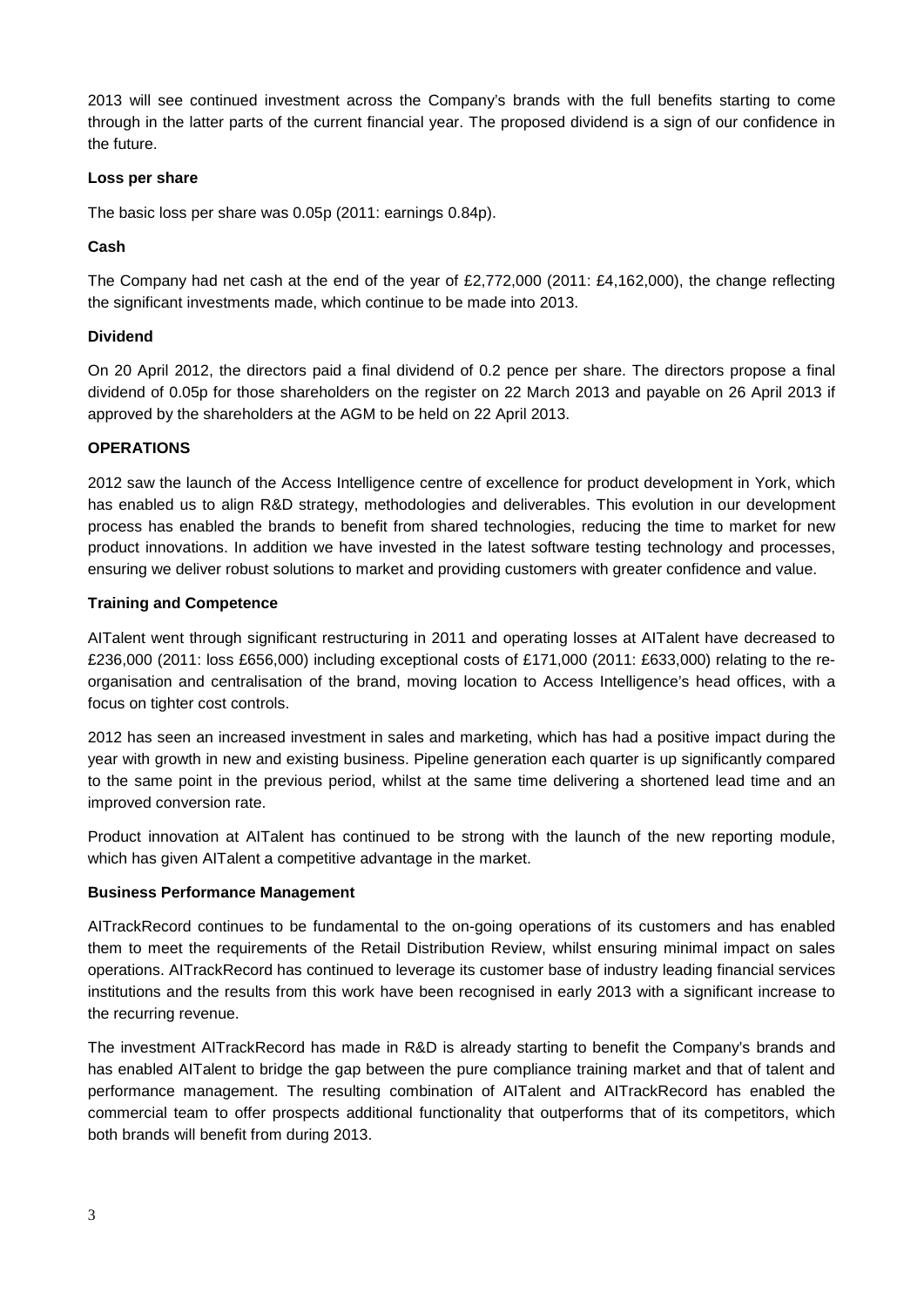2013 will see continued investment across the Company's brands with the full benefits starting to come through in the latter parts of the current financial year. The proposed dividend is a sign of our confidence in the future.

**Loss per share**

The basic loss per share was 0.05p (2011: earnings 0.84p).

**Cash**

The Company had net cash at the end of the year of £2,772,000 (2011: £4,162,000), the change reflecting the significant investments made, which continue to be made into 2013.

**Dividend**

On 20 April 2012, the directors paid a final dividend of 0.2 pence per share. The directors propose a final dividend of 0.05p for those shareholders on the register on 22 March 2013 and payable on 26 April 2013 if approved by the shareholders at the AGM to be held on 22 April 2013.

**OPERATIONS**

2012 saw the launch of the Access Intelligence centre of excellence for product development in York, which has enabled us to align R&D strategy, methodologies and deliverables. This evolution in our development process has enabled the brands to benefit from shared technologies, reducing the time to market for new product innovations. In addition we have invested in the latest software testing technology and processes, ensuring we deliver robust solutions to market and providing customers with greater confidence and value.

**Training and Competence**

AITalent went through significant restructuring in 2011 and operating losses at AITalent have decreased to £236,000 (2011: loss £656,000) including exceptional costs of £171,000 (2011: £633,000) relating to the re-organisation and centralisation of the brand, moving location to Access Intelligence's head offices, with a focus on tighter cost controls.

2012 has seen an increased investment in sales and marketing, which has had a positive impact during the year with growth in new and existing business. Pipeline generation each quarter is up significantly compared to the same point in the previous period, whilst at the same time delivering a shortened lead time and an improved conversion rate.

Product innovation at AITalent has continued to be strong with the launch of the new reporting module, which has given AITalent a competitive advantage in the market.

**Business Performance Management**

AITrackRecord continues to be fundamental to the on-going operations of its customers and has enabled them to meet the requirements of the Retail Distribution Review, whilst ensuring minimal impact on sales operations. AITrackRecord has continued to leverage its customer base of industry leading financial services institutions and the results from this work have been recognised in early 2013 with a significant increase to the recurring revenue.

The investment AITrackRecord has made in R&D is already starting to benefit the Company's brands and has enabled AITalent to bridge the gap between the pure compliance training market and that of talent and performance management. The resulting combination of AITalent and AITrackRecord has enabled the commercial team to offer prospects additional functionality that outperforms that of its competitors, which both brands will benefit from during 2013.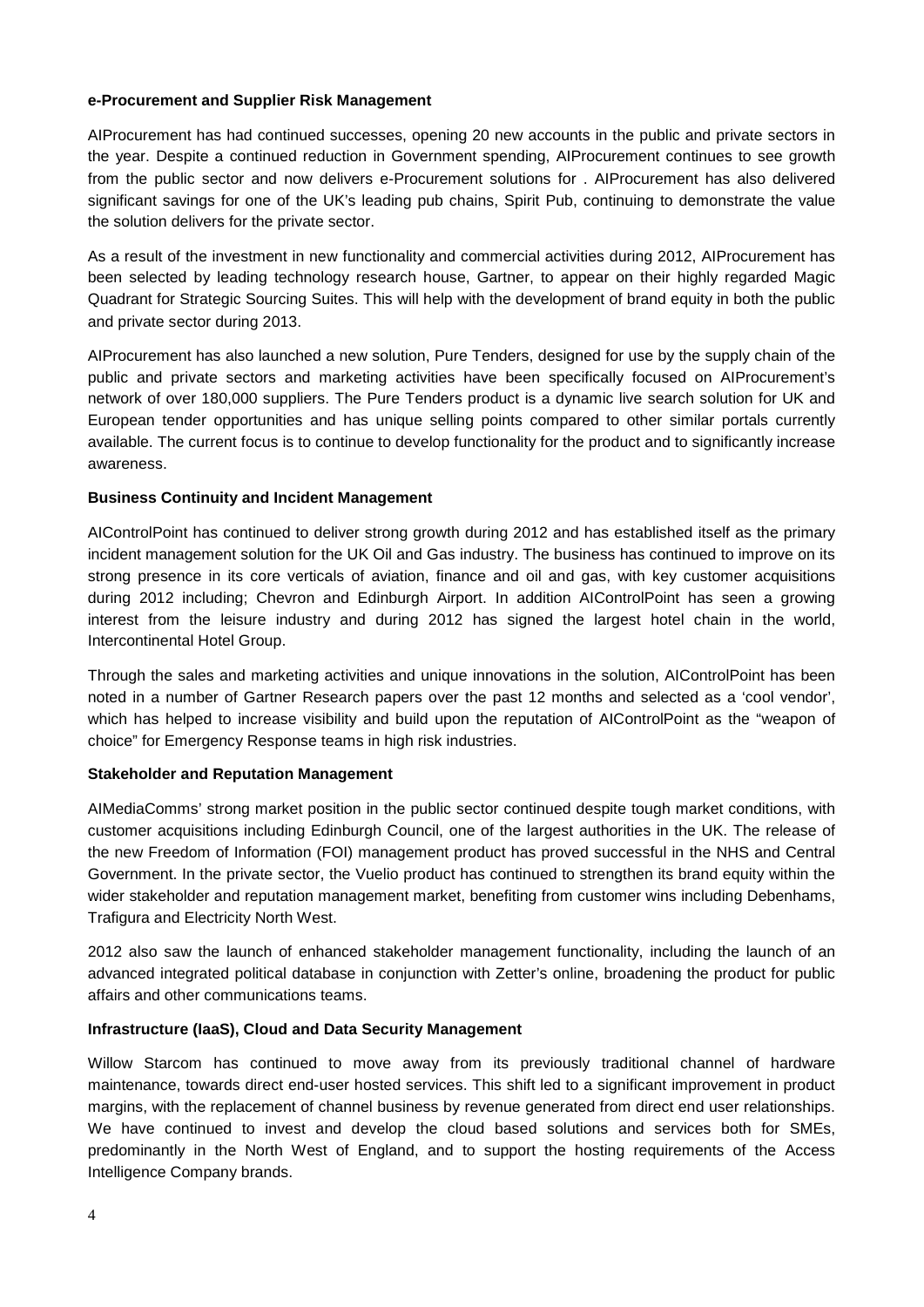**e-Procurement and Supplier Risk Management**

AIProcurement has had continued successes, opening 20 new accounts in the public and private sectors in the year. Despite a continued reduction in Government spending, AIProcurement continues to see growth from the public sector and now delivers e-Procurement solutions for . AIProcurement has also delivered significant savings for one of the UK's leading pub chains, Spirit Pub, continuing to demonstrate the value the solution delivers for the private sector.

As a result of the investment in new functionality and commercial activities during 2012, AIProcurement has been selected by leading technology research house, Gartner, to appear on their highly regarded Magic Quadrant for Strategic Sourcing Suites. This will help with the development of brand equity in both the public and private sector during 2013.

AIProcurement has also launched a new solution, Pure Tenders, designed for use by the supply chain of the public and private sectors and marketing activities have been specifically focused on AIProcurement's network of over 180,000 suppliers. The Pure Tenders product is a dynamic live search solution for UK and European tender opportunities and has unique selling points compared to other similar portals currently available. The current focus is to continue to develop functionality for the product and to significantly increase awareness.

**Business Continuity and Incident Management**

AIControlPoint has continued to deliver strong growth during 2012 and has established itself as the primary incident management solution for the UK Oil and Gas industry. The business has continued to improve on its strong presence in its core verticals of aviation, finance and oil and gas, with key customer acquisitions during 2012 including; Chevron and Edinburgh Airport. In addition AIControlPoint has seen a growing interest from the leisure industry and during 2012 has signed the largest hotel chain in the world, Intercontinental Hotel Group.

Through the sales and marketing activities and unique innovations in the solution, AIControlPoint has been noted in a number of Gartner Research papers over the past 12 months and selected as a 'cool vendor', which has helped to increase visibility and build upon the reputation of AIControlPoint as the "weapon of choice" for Emergency Response teams in high risk industries.

**Stakeholder and Reputation Management**

AIMediaComms' strong market position in the public sector continued despite tough market conditions, with customer acquisitions including Edinburgh Council, one of the largest authorities in the UK. The release of the new Freedom of Information (FOI) management product has proved successful in the NHS and Central Government. In the private sector, the Vuelio product has continued to strengthen its brand equity within the wider stakeholder and reputation management market, benefiting from customer wins including Debenhams, Trafigura and Electricity North West.

2012 also saw the launch of enhanced stakeholder management functionality, including the launch of an advanced integrated political database in conjunction with Zetter's online, broadening the product for public affairs and other communications teams.

**Infrastructure (IaaS), Cloud and Data Security Management**

Willow Starcom has continued to move away from its previously traditional channel of hardware maintenance, towards direct end-user hosted services. This shift led to a significant improvement in product margins, with the replacement of channel business by revenue generated from direct end user relationships. We have continued to invest and develop the cloud based solutions and services both for SMEs, predominantly in the North West of England, and to support the hosting requirements of the Access Intelligence Company brands.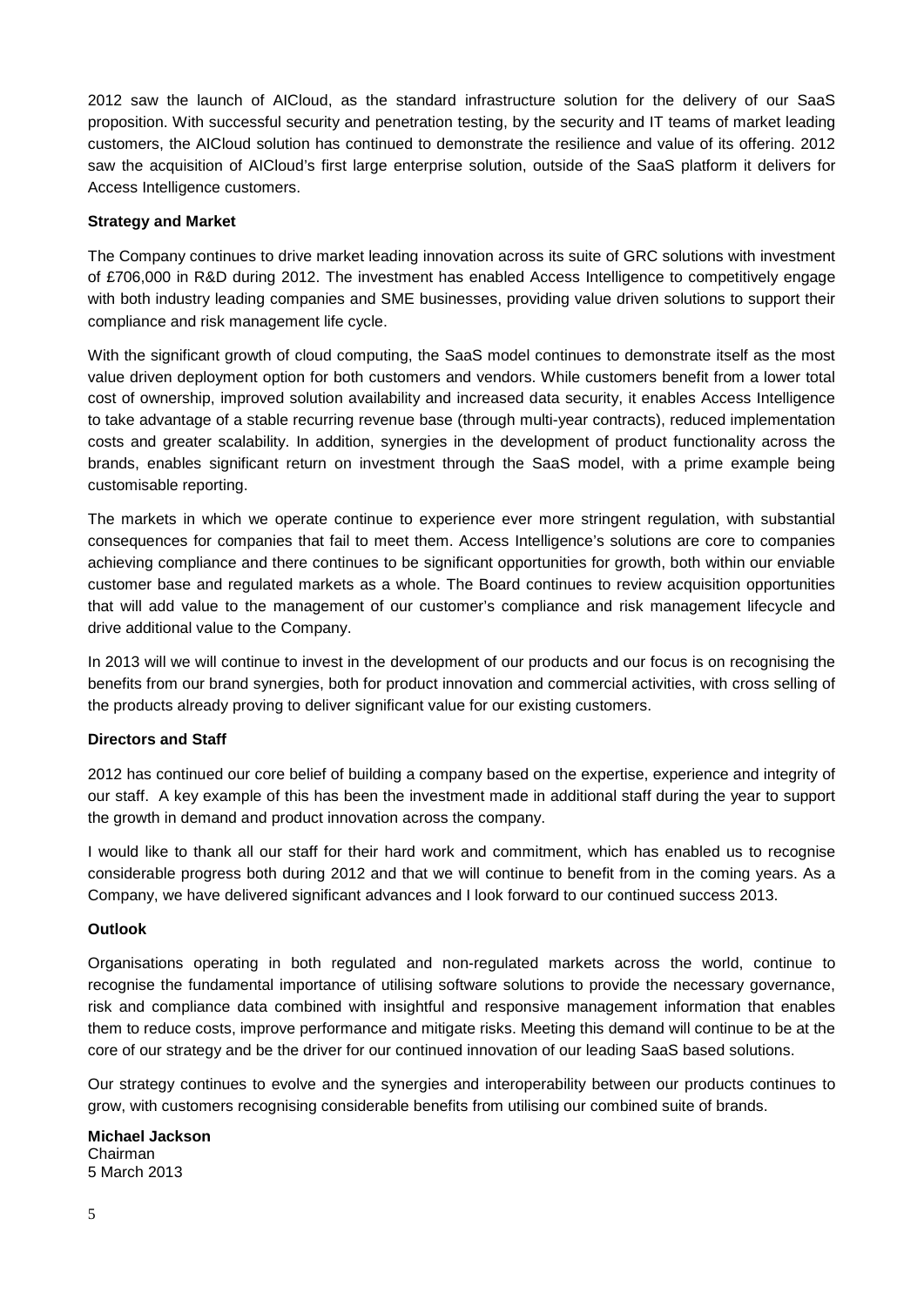2012 saw the launch of AICloud, as the standard infrastructure solution for the delivery of our SaaS proposition. With successful security and penetration testing, by the security and IT teams of market leading customers, the AICloud solution has continued to demonstrate the resilience and value of its offering. 2012 saw the acquisition of AICloud's first large enterprise solution, outside of the SaaS platform it delivers for Access Intelligence customers.

**Strategy and Market**

The Company continues to drive market leading innovation across its suite of GRC solutions with investment of £706,000 in R&D during 2012. The investment has enabled Access Intelligence to competitively engage with both industry leading companies and SME businesses, providing value driven solutions to support their compliance and risk management life cycle.

With the significant growth of cloud computing, the SaaS model continues to demonstrate itself as the most value driven deployment option for both customers and vendors. While customers benefit from a lower total cost of ownership, improved solution availability and increased data security, it enables Access Intelligence to take advantage of a stable recurring revenue base (through multi-year contracts), reduced implementation costs and greater scalability. In addition, synergies in the development of product functionality across the brands, enables significant return on investment through the SaaS model, with a prime example being customisable reporting.

The markets in which we operate continue to experience ever more stringent regulation, with substantial consequences for companies that fail to meet them. Access Intelligence's solutions are core to companies achieving compliance and there continues to be significant opportunities for growth, both within our enviable customer base and regulated markets as a whole. The Board continues to review acquisition opportunities that will add value to the management of our customer's compliance and risk management lifecycle and drive additional value to the Company.

In 2013 will we will continue to invest in the development of our products and our focus is on recognising the benefits from our brand synergies, both for product innovation and commercial activities, with cross selling of the products already proving to deliver significant value for our existing customers.

**Directors and Staff**

2012 has continued our core belief of building a company based on the expertise, experience and integrity of our staff. A key example of this has been the investment made in additional staff during the year to support the growth in demand and product innovation across the company.

I would like to thank all our staff for their hard work and commitment, which has enabled us to recognise considerable progress both during 2012 and that we will continue to benefit from in the coming years. As a Company, we have delivered significant advances and I look forward to our continued success 2013.

**Outlook**

Organisations operating in both regulated and non-regulated markets across the world, continue to recognise the fundamental importance of utilising software solutions to provide the necessary governance, risk and compliance data combined with insightful and responsive management information that enables them to reduce costs, improve performance and mitigate risks. Meeting this demand will continue to be at the core of our strategy and be the driver for our continued innovation of our leading SaaS based solutions.

Our strategy continues to evolve and the synergies and interoperability between our products continues to grow, with customers recognising considerable benefits from utilising our combined suite of brands.

**Michael Jackson**
Chairman
5 March 2013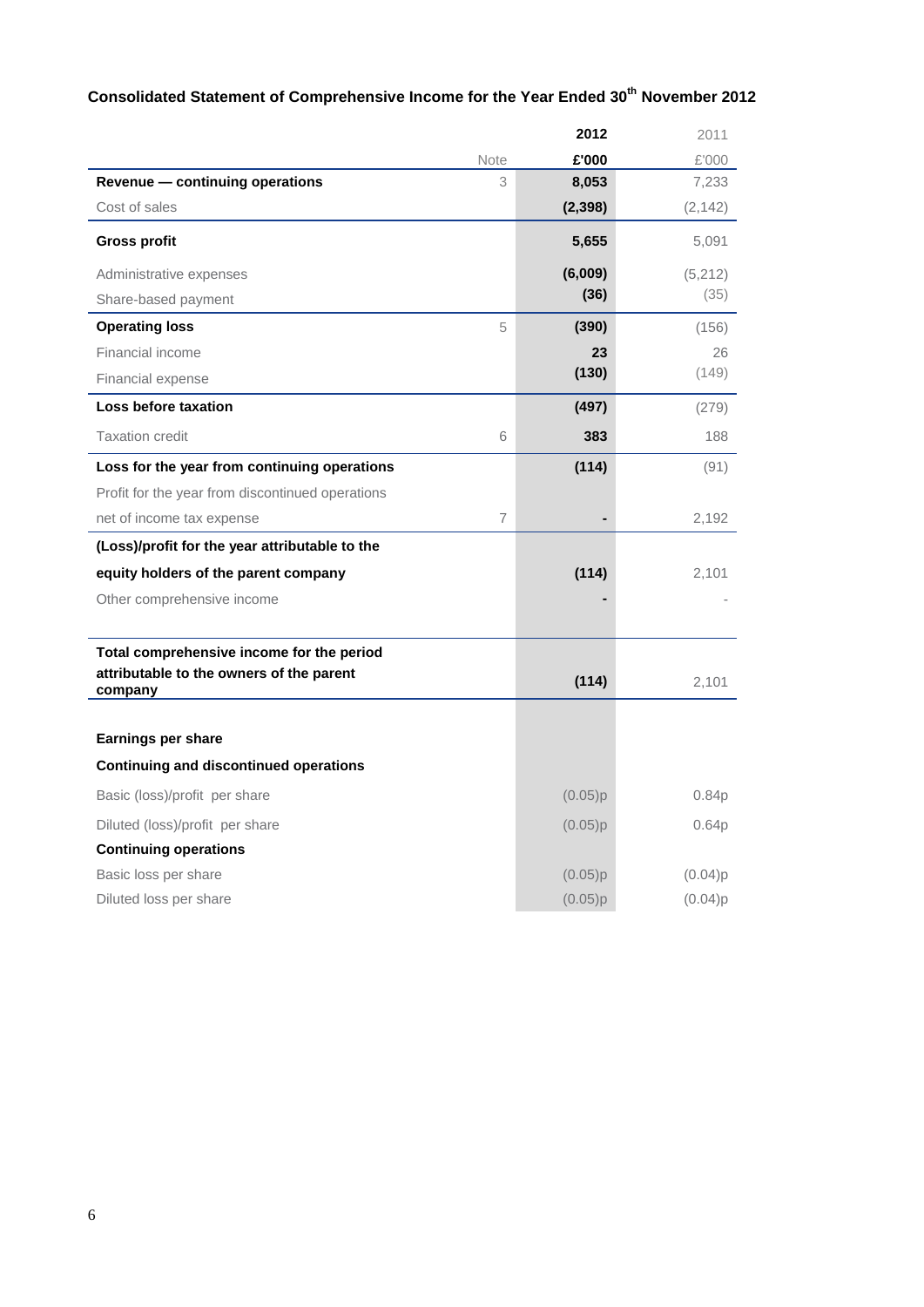## Consolidated Statement of Comprehensive Income for the Year Ended 30th November 2012

| | Note | 2012 £'000 | 2011 £'000 |
|---|---|---|---|
| **Revenue — continuing operations** | 3 | **8,053** | 7,233 |
| Cost of sales | | **(2,398)** | (2,142) |
| **Gross profit** | | **5,655** | 5,091 |
| Administrative expenses | | **(6,009)** | (5,212) |
| Share-based payment | | **(36)** | (35) |
| **Operating loss** | 5 | **(390)** | (156) |
| Financial income | | **23** | 26 |
| Financial expense | | **(130)** | (149) |
| **Loss before taxation** | | **(497)** | (279) |
| Taxation credit | 6 | **383** | 188 |
| **Loss for the year from continuing operations** | | **(114)** | (91) |
| Profit for the year from discontinued operations net of income tax expense | 7 | **-** | 2,192 |
| **(Loss)/profit for the year attributable to the equity holders of the parent company** | | **(114)** | 2,101 |
| Other comprehensive income | | **-** | - |
| **Total comprehensive income for the period attributable to the owners of the parent company** | | **(114)** | 2,101 |
| **Earnings per share** | | | |
| **Continuing and discontinued operations** | | | |
| Basic (loss)/profit per share | | (0.05)p | 0.84p |
| Diluted (loss)/profit per share | | (0.05)p | 0.64p |
| **Continuing operations** | | | |
| Basic loss per share | | (0.05)p | (0.04)p |
| Diluted loss per share | | (0.05)p | (0.04)p |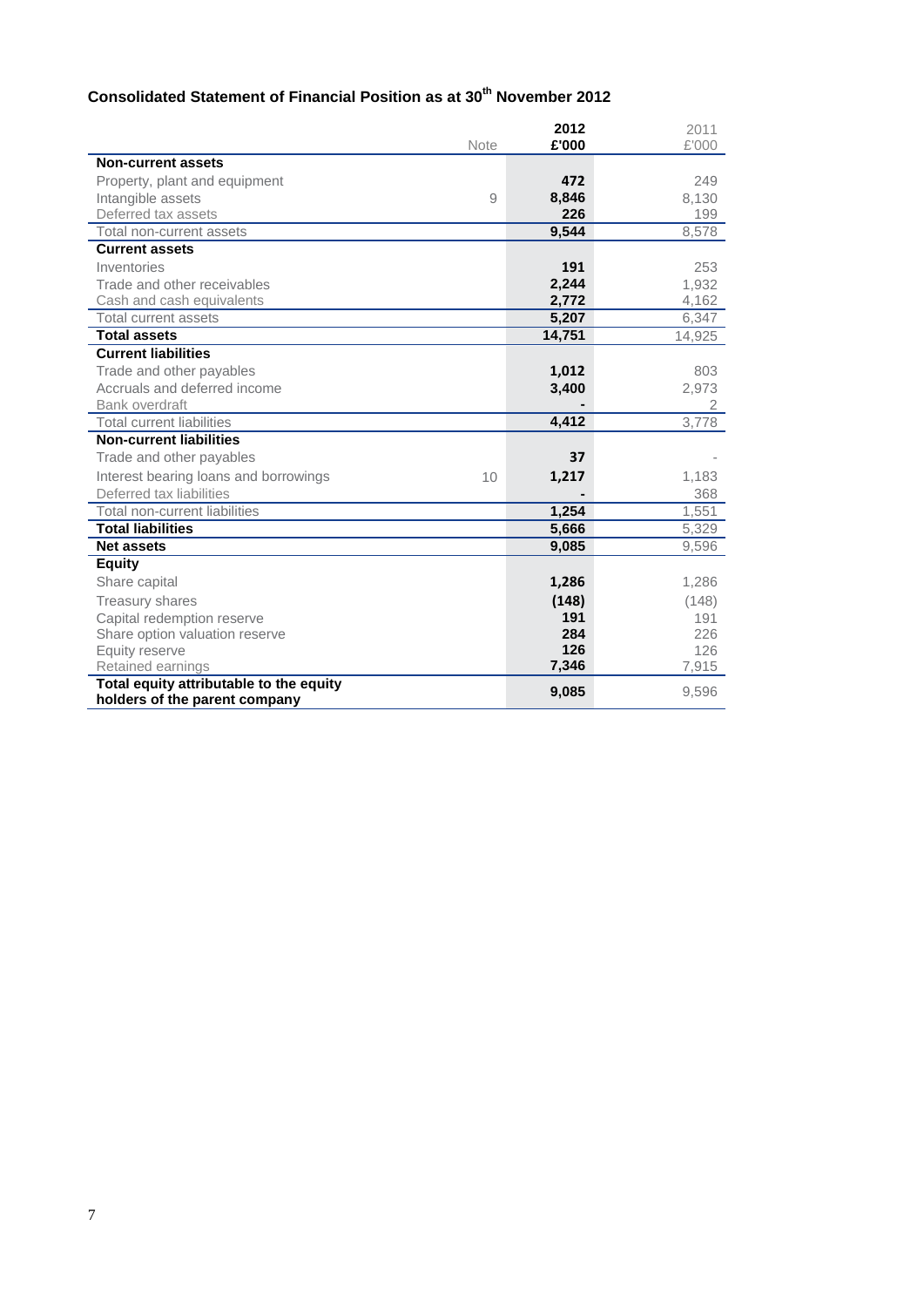## Consolidated Statement of Financial Position as at 30th November 2012

| | Note | 2012 £'000 | 2011 £'000 |
|---|---|---|---|
| **Non-current assets** | | | |
| Property, plant and equipment | | **472** | 249 |
| Intangible assets | 9 | **8,846** | 8,130 |
| Deferred tax assets | | **226** | 199 |
| Total non-current assets | | **9,544** | 8,578 |
| **Current assets** | | | |
| Inventories | | **191** | 253 |
| Trade and other receivables | | **2,244** | 1,932 |
| Cash and cash equivalents | | **2,772** | 4,162 |
| Total current assets | | **5,207** | 6,347 |
| **Total assets** | | **14,751** | 14,925 |
| **Current liabilities** | | | |
| Trade and other payables | | **1,012** | 803 |
| Accruals and deferred income | | **3,400** | 2,973 |
| Bank overdraft | | **-** | 2 |
| Total current liabilities | | **4,412** | 3,778 |
| **Non-current liabilities** | | | |
| Trade and other payables | | **37** | - |
| Interest bearing loans and borrowings | 10 | **1,217** | 1,183 |
| Deferred tax liabilities | | **-** | 368 |
| Total non-current liabilities | | **1,254** | 1,551 |
| **Total liabilities** | | **5,666** | 5,329 |
| **Net assets** | | **9,085** | 9,596 |
| **Equity** | | | |
| Share capital | | **1,286** | 1,286 |
| Treasury shares | | **(148)** | (148) |
| Capital redemption reserve | | **191** | 191 |
| Share option valuation reserve | | **284** | 226 |
| Equity reserve | | **126** | 126 |
| Retained earnings | | **7,346** | 7,915 |
| **Total equity attributable to the equity holders of the parent company** | | **9,085** | 9,596 |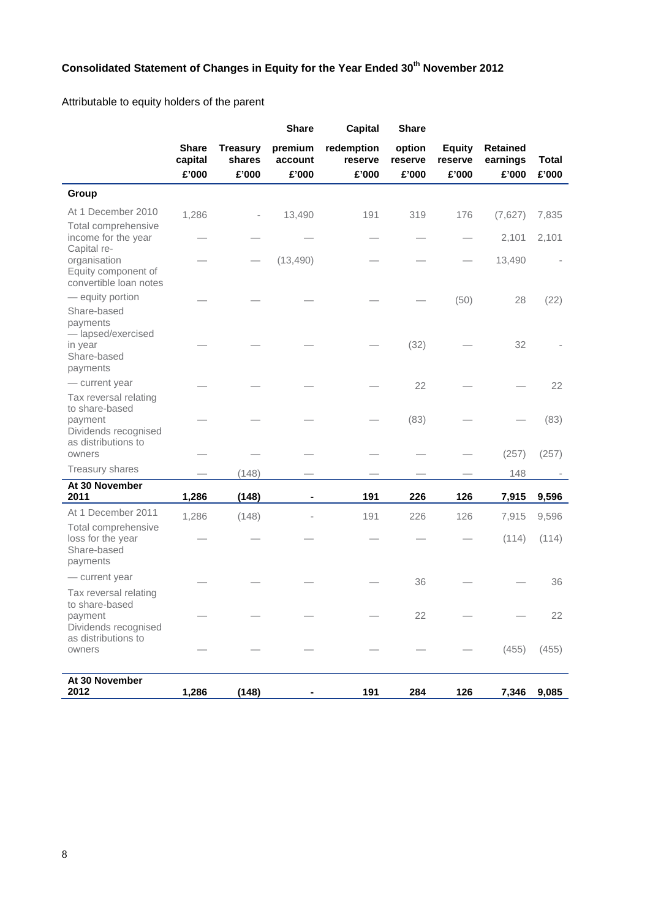## Consolidated Statement of Changes in Equity for the Year Ended 30th November 2012

Attributable to equity holders of the parent

| | Share capital £'000 | Treasury shares £'000 | Share premium account £'000 | Capital redemption reserve £'000 | Share option reserve £'000 | Equity reserve £'000 | Retained earnings £'000 | Total £'000 |
|---|---|---|---|---|---|---|---|---|
| **Group** | | | | | | | | |
| At 1 December 2010 | 1,286 | - | 13,490 | 191 | 319 | 176 | (7,627) | 7,835 |
| Total comprehensive income for the year | — | — | — | — | — | — | 2,101 | 2,101 |
| Capital re-organisation | — | — | (13,490) | — | — | — | 13,490 | - |
| Equity component of convertible loan notes — equity portion | — | — | — | — | — | (50) | 28 | (22) |
| Share-based payments — lapsed/exercised in year | — | — | — | — | (32) | — | 32 | - |
| Share-based payments — current year | — | — | — | — | 22 | — | — | 22 |
| Tax reversal relating to share-based payment | — | — | — | — | (83) | — | — | (83) |
| Dividends recognised as distributions to owners | — | — | — | — | — | — | (257) | (257) |
| Treasury shares | — | (148) | — | — | — | — | 148 | - |
| **At 30 November 2011** | **1,286** | **(148)** | **-** | **191** | **226** | **126** | **7,915** | **9,596** |
| At 1 December 2011 | 1,286 | (148) | - | 191 | 226 | 126 | 7,915 | 9,596 |
| Total comprehensive loss for the year | — | — | — | — | — | — | (114) | (114) |
| Share-based payments — current year | — | — | — | — | 36 | — | — | 36 |
| Tax reversal relating to share-based payment | — | — | — | — | 22 | — | — | 22 |
| Dividends recognised as distributions to owners | — | — | — | — | — | — | (455) | (455) |
| **At 30 November 2012** | **1,286** | **(148)** | **-** | **191** | **284** | **126** | **7,346** | **9,085** |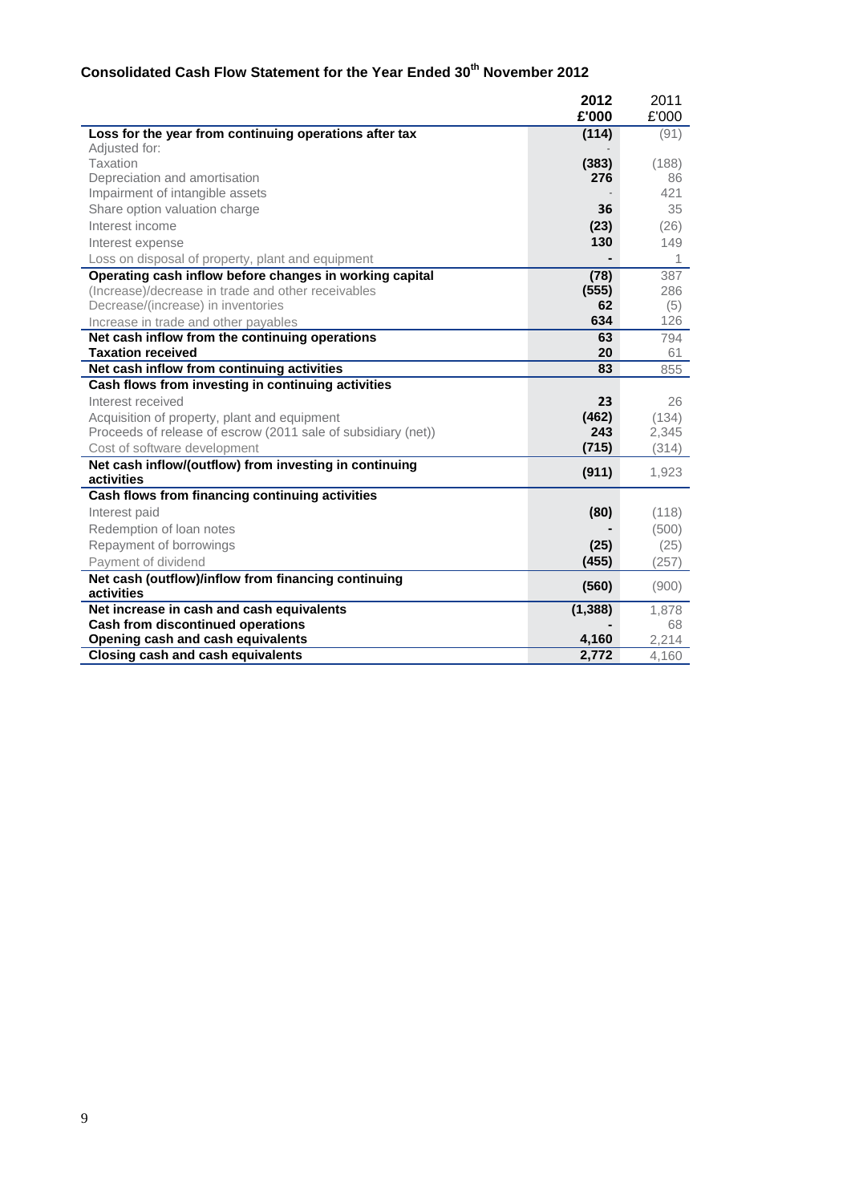## Consolidated Cash Flow Statement for the Year Ended 30th November 2012

| | 2012 £'000 | 2011 £'000 |
|---|---|---|
| **Loss for the year from continuing operations after tax** | **(114)** | (91) |
| Adjusted for: | - | |
| Taxation | **(383)** | (188) |
| Depreciation and amortisation | **276** | 86 |
| Impairment of intangible assets | - | 421 |
| Share option valuation charge | **36** | 35 |
| Interest income | **(23)** | (26) |
| Interest expense | **130** | 149 |
| Loss on disposal of property, plant and equipment | **-** | 1 |
| **Operating cash inflow before changes in working capital** | **(78)** | 387 |
| (Increase)/decrease in trade and other receivables | **(555)** | 286 |
| Decrease/(increase) in inventories | **62** | (5) |
| Increase in trade and other payables | **634** | 126 |
| **Net cash inflow from the continuing operations** | **63** | 794 |
| **Taxation received** | **20** | 61 |
| **Net cash inflow from continuing activities** | **83** | 855 |
| **Cash flows from investing in continuing activities** | | |
| Interest received | **23** | 26 |
| Acquisition of property, plant and equipment | **(462)** | (134) |
| Proceeds of release of escrow (2011 sale of subsidiary (net)) | **243** | 2,345 |
| Cost of software development | **(715)** | (314) |
| **Net cash inflow/(outflow) from investing in continuing activities** | **(911)** | 1,923 |
| **Cash flows from financing continuing activities** | | |
| Interest paid | **(80)** | (118) |
| Redemption of loan notes | **-** | (500) |
| Repayment of borrowings | **(25)** | (25) |
| Payment of dividend | **(455)** | (257) |
| **Net cash (outflow)/inflow from financing continuing activities** | **(560)** | (900) |
| **Net increase in cash and cash equivalents** | **(1,388)** | 1,878 |
| **Cash from discontinued operations** | **-** | 68 |
| **Opening cash and cash equivalents** | **4,160** | 2,214 |
| **Closing cash and cash equivalents** | **2,772** | 4,160 |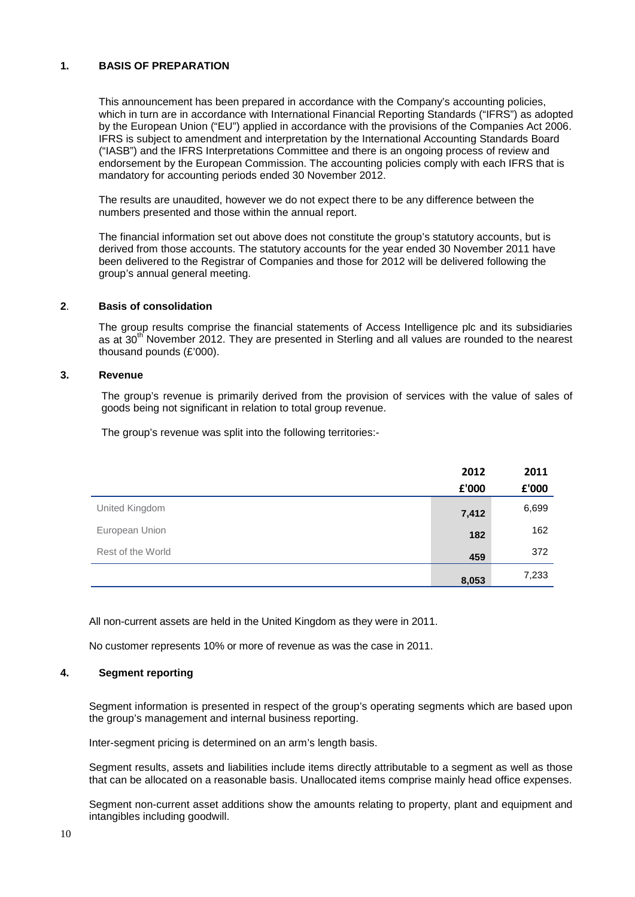## 1. BASIS OF PREPARATION

This announcement has been prepared in accordance with the Company's accounting policies, which in turn are in accordance with International Financial Reporting Standards ("IFRS") as adopted by the European Union ("EU") applied in accordance with the provisions of the Companies Act 2006. IFRS is subject to amendment and interpretation by the International Accounting Standards Board ("IASB") and the IFRS Interpretations Committee and there is an ongoing process of review and endorsement by the European Commission. The accounting policies comply with each IFRS that is mandatory for accounting periods ended 30 November 2012.

The results are unaudited, however we do not expect there to be any difference between the numbers presented and those within the annual report.

The financial information set out above does not constitute the group's statutory accounts, but is derived from those accounts. The statutory accounts for the year ended 30 November 2011 have been delivered to the Registrar of Companies and those for 2012 will be delivered following the group's annual general meeting.

## 2. Basis of consolidation

The group results comprise the financial statements of Access Intelligence plc and its subsidiaries as at 30th November 2012. They are presented in Sterling and all values are rounded to the nearest thousand pounds (£'000).

## 3. Revenue

The group's revenue is primarily derived from the provision of services with the value of sales of goods being not significant in relation to total group revenue.

The group's revenue was split into the following territories:-

| | 2012 £'000 | 2011 £'000 |
|---|---|---|
| United Kingdom | **7,412** | 6,699 |
| European Union | **182** | 162 |
| Rest of the World | **459** | 372 |
| | **8,053** | 7,233 |

All non-current assets are held in the United Kingdom as they were in 2011.

No customer represents 10% or more of revenue as was the case in 2011.

## 4. Segment reporting

Segment information is presented in respect of the group's operating segments which are based upon the group's management and internal business reporting.

Inter-segment pricing is determined on an arm's length basis.

Segment results, assets and liabilities include items directly attributable to a segment as well as those that can be allocated on a reasonable basis. Unallocated items comprise mainly head office expenses.

Segment non-current asset additions show the amounts relating to property, plant and equipment and intangibles including goodwill.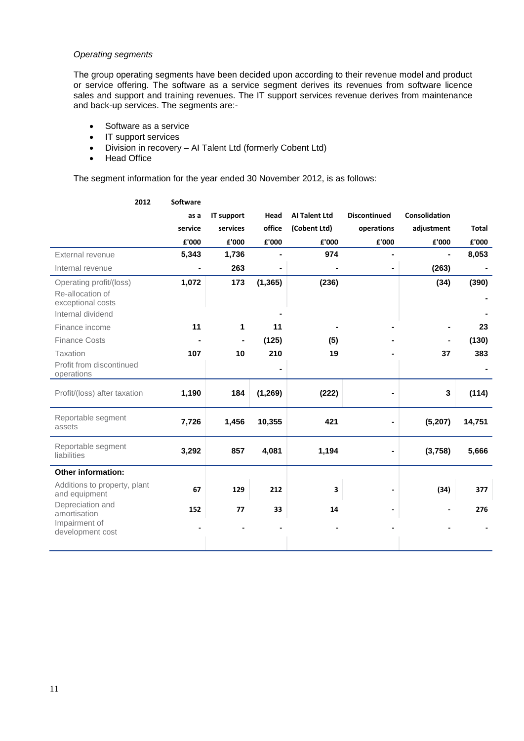*Operating segments*

The group operating segments have been decided upon according to their revenue model and product or service offering. The software as a service segment derives its revenues from software licence sales and support and training revenues. The IT support services revenue derives from maintenance and back-up services. The segments are:-

- Software as a service
- IT support services
- Division in recovery – AI Talent Ltd (formerly Cobent Ltd)
- Head Office

The segment information for the year ended 30 November 2012, is as follows:

| 2012 | Software as a service | IT support services | Head office | AI Talent Ltd (Cobent Ltd) | Discontinued operations | Consolidation adjustment | Total |
|---|---|---|---|---|---|---|---|
| | £'000 | £'000 | £'000 | £'000 | £'000 | £'000 | £'000 |
| External revenue | 5,343 | 1,736 | - | 974 | - | - | 8,053 |
| Internal revenue | - | 263 | - | - | - | (263) | - |
| Operating profit/(loss) | 1,072 | 173 | (1,365) | (236) | | (34) | (390) |
| Re-allocation of exceptional costs | | | | | | | - |
| Internal dividend | | | - | | | | - |
| Finance income | 11 | 1 | 11 | - | - | - | 23 |
| Finance Costs | - | - | (125) | (5) | - | - | (130) |
| Taxation | 107 | 10 | 210 | 19 | - | 37 | 383 |
| Profit from discontinued operations | | | - | | | | - |
| Profit/(loss) after taxation | 1,190 | 184 | (1,269) | (222) | - | 3 | (114) |
| Reportable segment assets | 7,726 | 1,456 | 10,355 | 421 | - | (5,207) | 14,751 |
| Reportable segment liabilities | 3,292 | 857 | 4,081 | 1,194 | - | (3,758) | 5,666 |
| **Other information:** | | | | | | | |
| Additions to property, plant and equipment | 67 | 129 | 212 | 3 | - | (34) | 377 |
| Depreciation and amortisation | 152 | 77 | 33 | 14 | - | - | 276 |
| Impairment of development cost | - | - | - | - | - | - | - |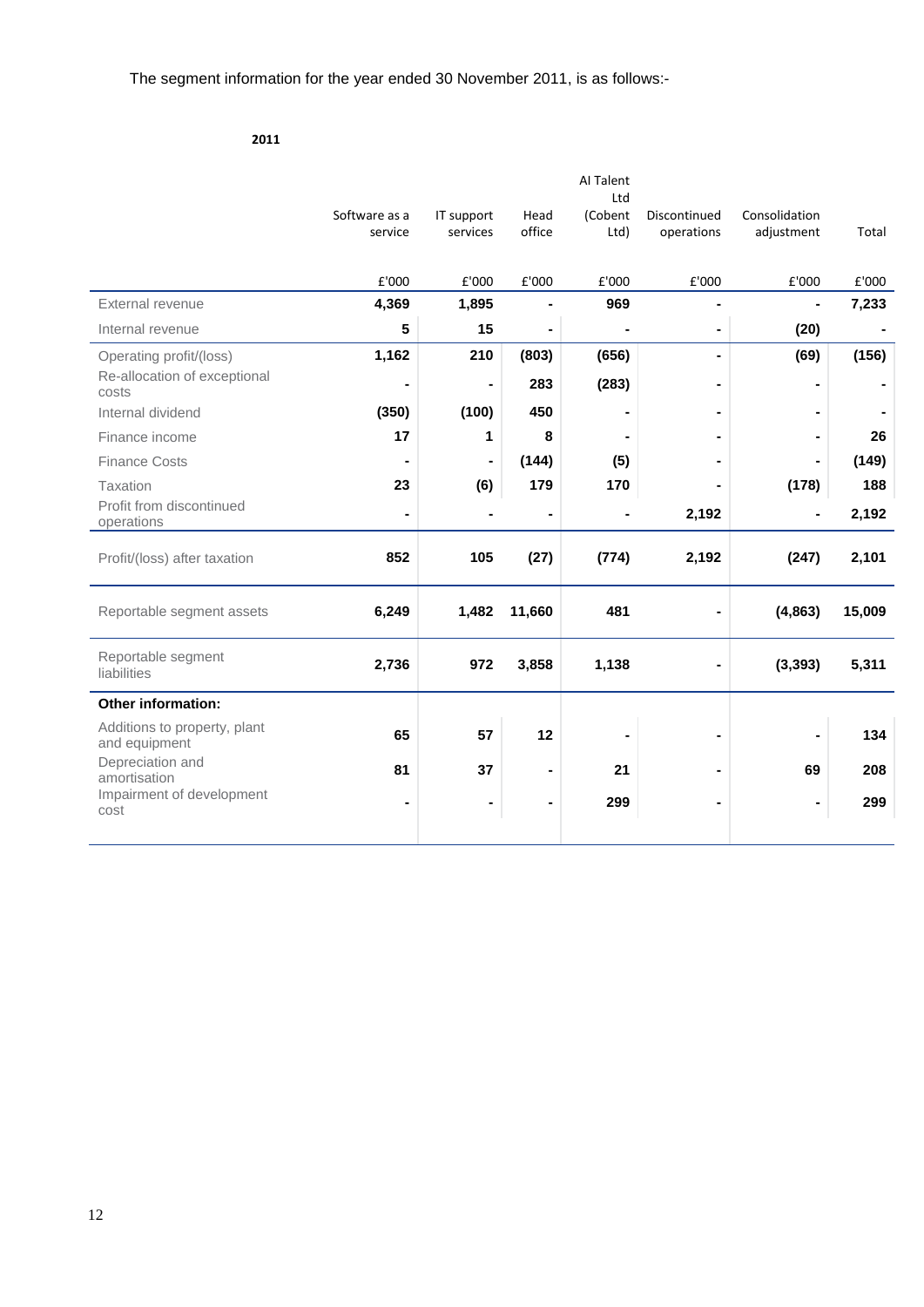The segment information for the year ended 30 November 2011, is as follows:-

**2011**

| | Software as a service | IT support services | Head office | AI Talent Ltd (Cobent Ltd) | Discontinued operations | Consolidation adjustment | Total |
|---|---|---|---|---|---|---|---|
| | £'000 | £'000 | £'000 | £'000 | £'000 | £'000 | £'000 |
| External revenue | **4,369** | **1,895** | **-** | **969** | **-** | **-** | **7,233** |
| Internal revenue | **5** | **15** | **-** | **-** | **-** | **(20)** | **-** |
| Operating profit/(loss) | **1,162** | **210** | **(803)** | **(656)** | **-** | **(69)** | **(156)** |
| Re-allocation of exceptional costs | **-** | **-** | **283** | **(283)** | **-** | **-** | **-** |
| Internal dividend | **(350)** | **(100)** | **450** | **-** | **-** | **-** | **-** |
| Finance income | **17** | **1** | **8** | **-** | **-** | **-** | **26** |
| Finance Costs | **-** | **-** | **(144)** | **(5)** | **-** | **-** | **(149)** |
| Taxation | **23** | **(6)** | **179** | **170** | **-** | **(178)** | **188** |
| Profit from discontinued operations | **-** | **-** | **-** | **-** | **2,192** | **-** | **2,192** |
| Profit/(loss) after taxation | **852** | **105** | **(27)** | **(774)** | **2,192** | **(247)** | **2,101** |
| Reportable segment assets | **6,249** | **1,482** | **11,660** | **481** | **-** | **(4,863)** | **15,009** |
| Reportable segment liabilities | **2,736** | **972** | **3,858** | **1,138** | **-** | **(3,393)** | **5,311** |
| **Other information:** | | | | | | | |
| Additions to property, plant and equipment | **65** | **57** | **12** | **-** | **-** | **-** | **134** |
| Depreciation and amortisation | **81** | **37** | **-** | **21** | **-** | **69** | **208** |
| Impairment of development cost | **-** | **-** | **-** | **299** | **-** | **-** | **299** |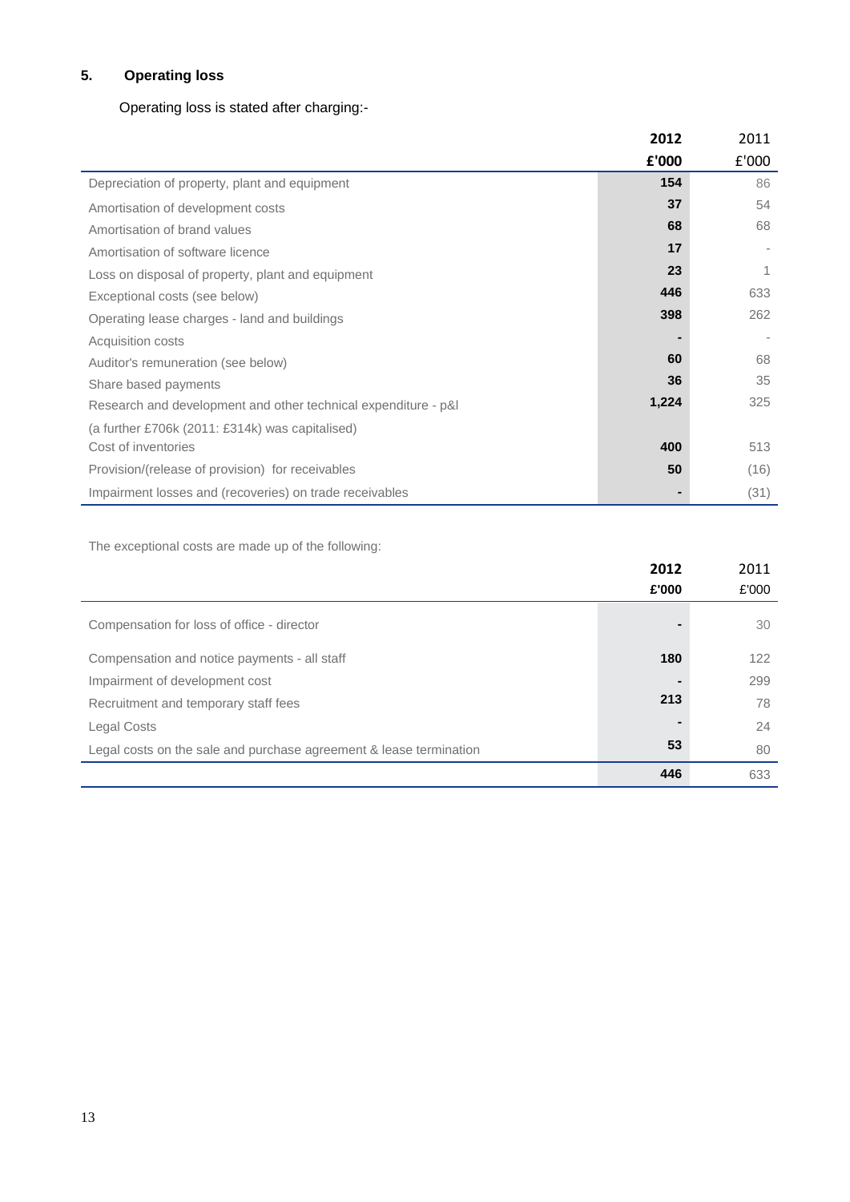## 5. Operating loss

Operating loss is stated after charging:-

| | 2012 | 2011 |
|---|---|---|
| | £'000 | £'000 |
| Depreciation of property, plant and equipment | 154 | 86 |
| Amortisation of development costs | 37 | 54 |
| Amortisation of brand values | 68 | 68 |
| Amortisation of software licence | 17 | - |
| Loss on disposal of property, plant and equipment | 23 | 1 |
| Exceptional costs (see below) | 446 | 633 |
| Operating lease charges - land and buildings | 398 | 262 |
| Acquisition costs | - | - |
| Auditor's remuneration (see below) | 60 | 68 |
| Share based payments | 36 | 35 |
| Research and development and other technical expenditure - p&l | 1,224 | 325 |
| (a further £706k (2011: £314k) was capitalised) | | |
| Cost of inventories | 400 | 513 |
| Provision/(release of provision) for receivables | 50 | (16) |
| Impairment losses and (recoveries) on trade receivables | - | (31) |

The exceptional costs are made up of the following:

| | 2012 | 2011 |
|---|---|---|
| | £'000 | £'000 |
| Compensation for loss of office - director | - | 30 |
| Compensation and notice payments - all staff | 180 | 122 |
| Impairment of development cost | - | 299 |
| Recruitment and temporary staff fees | 213 | 78 |
| Legal Costs | - | 24 |
| Legal costs on the sale and purchase agreement & lease termination | 53 | 80 |
| | 446 | 633 |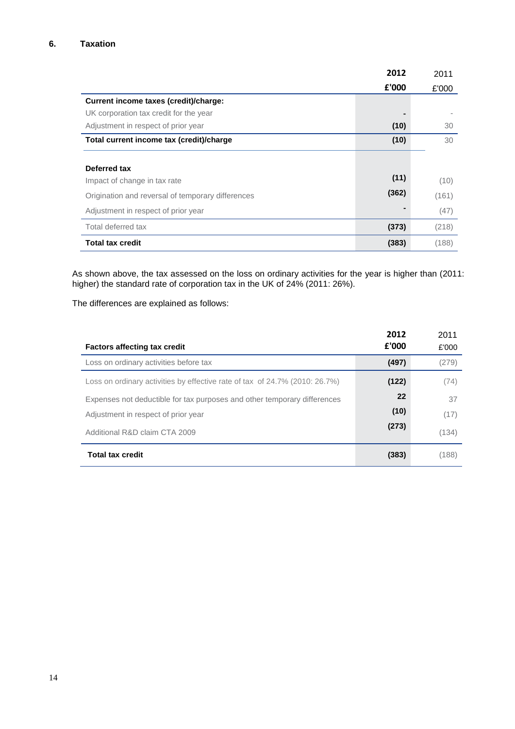## 6. Taxation

| | 2012 | 2011 |
|---|---|---|
| | £'000 | £'000 |
| **Current income taxes (credit)/charge:** | | |
| UK corporation tax credit for the year | - | - |
| Adjustment in respect of prior year | (10) | 30 |
| **Total current income tax (credit)/charge** | (10) | 30 |
| | | |
| **Deferred tax** | | |
| Impact of change in tax rate | (11) | (10) |
| Origination and reversal of temporary differences | (362) | (161) |
| Adjustment in respect of prior year | - | (47) |
| Total deferred tax | (373) | (218) |
| **Total tax credit** | (383) | (188) |

As shown above, the tax assessed on the loss on ordinary activities for the year is higher than (2011: higher) the standard rate of corporation tax in the UK of 24% (2011: 26%).

The differences are explained as follows:

| **Factors affecting tax credit** | 2012 £'000 | 2011 £'000 |
|---|---|---|
| Loss on ordinary activities before tax | (497) | (279) |
| Loss on ordinary activities by effective rate of tax of 24.7% (2010: 26.7%) | (122) | (74) |
| Expenses not deductible for tax purposes and other temporary differences | 22 | 37 |
| Adjustment in respect of prior year | (10) | (17) |
| Additional R&D claim CTA 2009 | (273) | (134) |
| **Total tax credit** | (383) | (188) |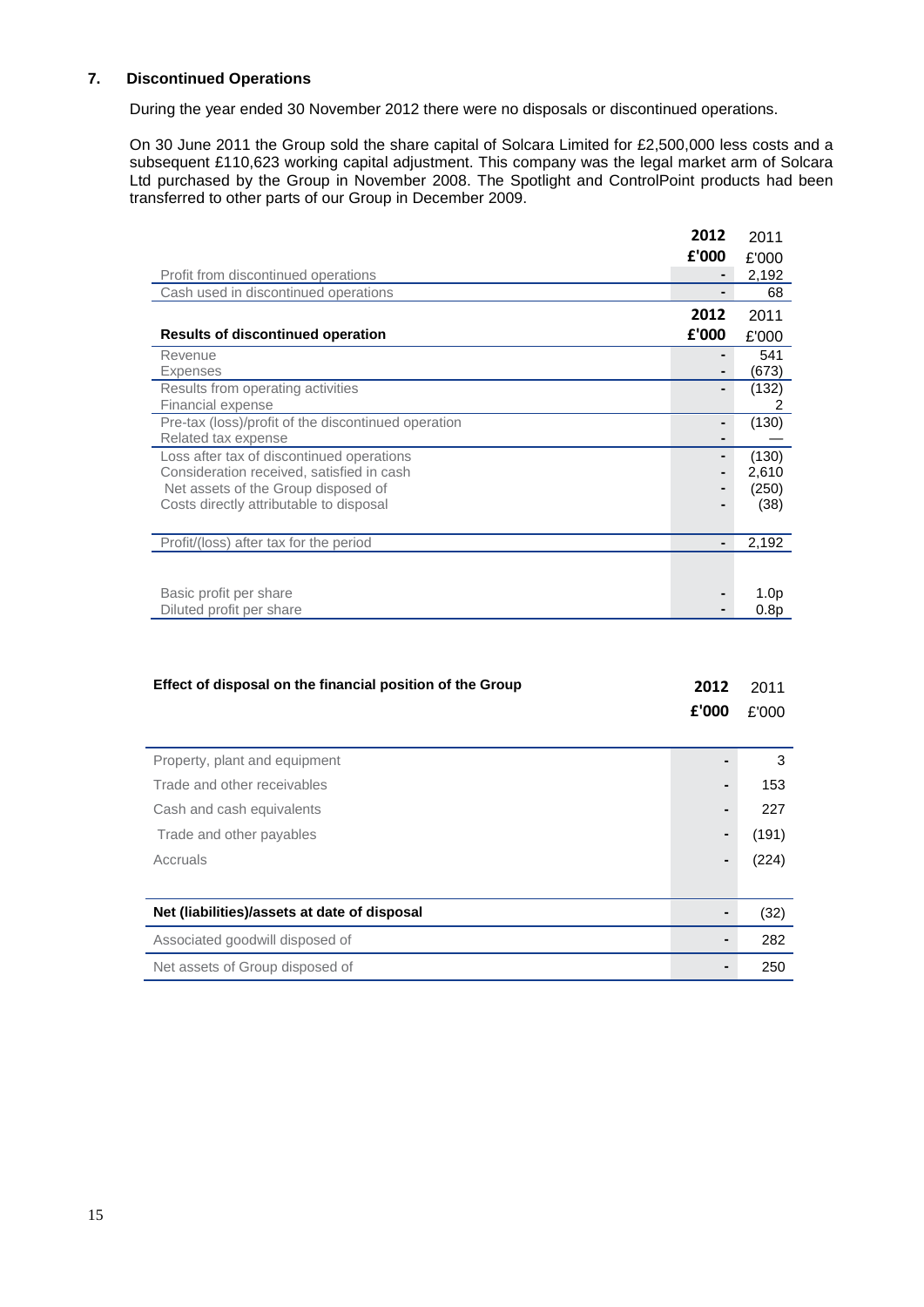## 7. Discontinued Operations

During the year ended 30 November 2012 there were no disposals or discontinued operations.

On 30 June 2011 the Group sold the share capital of Solcara Limited for £2,500,000 less costs and a subsequent £110,623 working capital adjustment. This company was the legal market arm of Solcara Ltd purchased by the Group in November 2008. The Spotlight and ControlPoint products had been transferred to other parts of our Group in December 2009.

| | 2012 £'000 | 2011 £'000 |
|---|---|---|
| Profit from discontinued operations | - | 2,192 |
| Cash used in discontinued operations | - | 68 |

| **Results of discontinued operation** | 2012 £'000 | 2011 £'000 |
|---|---|---|
| Revenue | - | 541 |
| Expenses | - | (673) |
| Results from operating activities | - | (132) |
| Financial expense | | 2 |
| Pre-tax (loss)/profit of the discontinued operation | - | (130) |
| Related tax expense | - | — |
| Loss after tax of discontinued operations | - | (130) |
| Consideration received, satisfied in cash | - | 2,610 |
| Net assets of the Group disposed of | - | (250) |
| Costs directly attributable to disposal | - | (38) |
| Profit/(loss) after tax for the period | - | 2,192 |
| Basic profit per share | - | 1.0p |
| Diluted profit per share | - | 0.8p |

| **Effect of disposal on the financial position of the Group** | 2012 £'000 | 2011 £'000 |
|---|---|---|
| Property, plant and equipment | - | 3 |
| Trade and other receivables | - | 153 |
| Cash and cash equivalents | - | 227 |
| Trade and other payables | - | (191) |
| Accruals | - | (224) |
| **Net (liabilities)/assets at date of disposal** | - | (32) |
| Associated goodwill disposed of | - | 282 |
| Net assets of Group disposed of | - | 250 |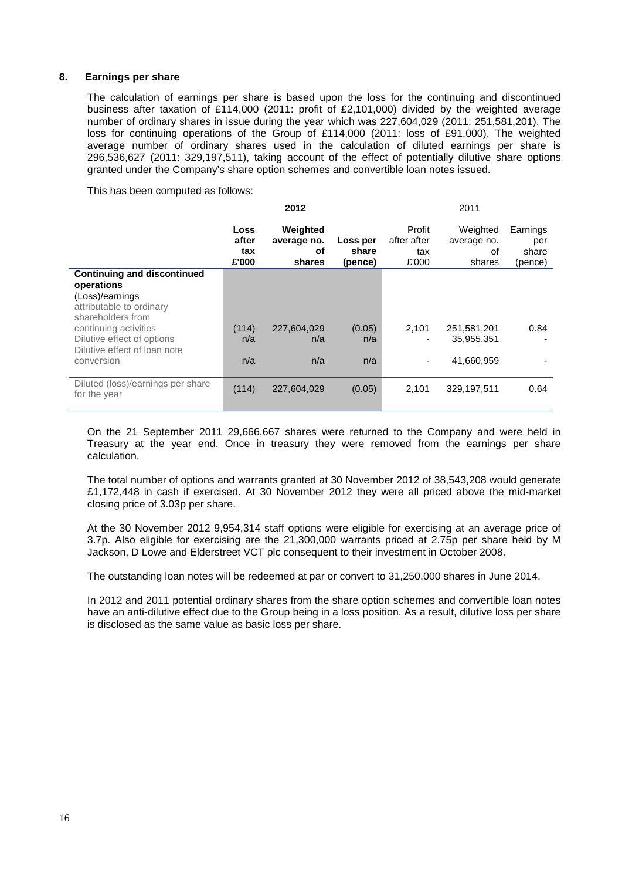## 8. Earnings per share

The calculation of earnings per share is based upon the loss for the continuing and discontinued business after taxation of £114,000 (2011: profit of £2,101,000) divided by the weighted average number of ordinary shares in issue during the year which was 227,604,029 (2011: 251,581,201). The loss for continuing operations of the Group of £114,000 (2011: loss of £91,000). The weighted average number of ordinary shares used in the calculation of diluted earnings per share is 296,536,627 (2011: 329,197,511), taking account of the effect of potentially dilutive share options granted under the Company's share option schemes and convertible loan notes issued.

This has been computed as follows:

| | **2012** | | | 2011 | | |
|---|---|---|---|---|---|---|
| | **Loss after tax £'000** | **Weighted average no. of shares** | **Loss per share (pence)** | Profit after after tax £'000 | Weighted average no. of shares | Earnings per share (pence) |
| **Continuing and discontinued operations** | | | | | | |
| (Loss)/earnings attributable to ordinary shareholders from continuing activities | (114) | 227,604,029 | (0.05) | 2,101 | 251,581,201 | 0.84 |
| Dilutive effect of options | n/a | n/a | n/a | - | 35,955,351 | - |
| Dilutive effect of loan note conversion | n/a | n/a | n/a | - | 41,660,959 | - |
| Diluted (loss)/earnings per share for the year | (114) | 227,604,029 | (0.05) | 2,101 | 329,197,511 | 0.64 |

On the 21 September 2011 29,666,667 shares were returned to the Company and were held in Treasury at the year end. Once in treasury they were removed from the earnings per share calculation.

The total number of options and warrants granted at 30 November 2012 of 38,543,208 would generate £1,172,448 in cash if exercised. At 30 November 2012 they were all priced above the mid-market closing price of 3.03p per share.

At the 30 November 2012 9,954,314 staff options were eligible for exercising at an average price of 3.7p. Also eligible for exercising are the 21,300,000 warrants priced at 2.75p per share held by M Jackson, D Lowe and Elderstreet VCT plc consequent to their investment in October 2008.

The outstanding loan notes will be redeemed at par or convert to 31,250,000 shares in June 2014.

In 2012 and 2011 potential ordinary shares from the share option schemes and convertible loan notes have an anti-dilutive effect due to the Group being in a loss position. As a result, dilutive loss per share is disclosed as the same value as basic loss per share.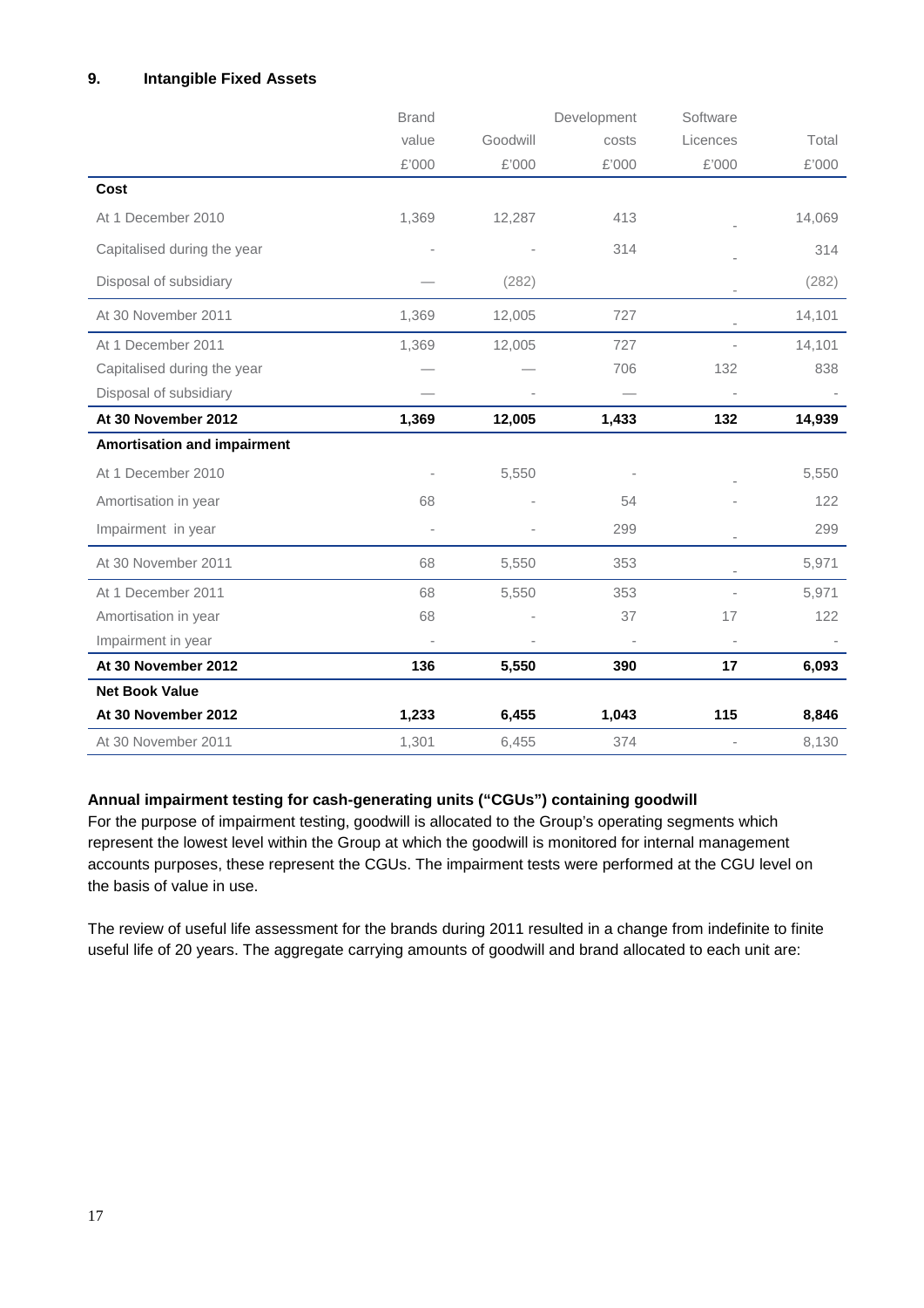## 9. Intangible Fixed Assets

| | Brand value | Goodwill | Development costs | Software Licences | Total |
|---|---|---|---|---|---|
| | £'000 | £'000 | £'000 | £'000 | £'000 |
| **Cost** | | | | | |
| At 1 December 2010 | 1,369 | 12,287 | 413 | - | 14,069 |
| Capitalised during the year | - | - | 314 | - | 314 |
| Disposal of subsidiary | — | (282) | | - | (282) |
| At 30 November 2011 | 1,369 | 12,005 | 727 | - | 14,101 |
| At 1 December 2011 | 1,369 | 12,005 | 727 | - | 14,101 |
| Capitalised during the year | — | — | 706 | 132 | 838 |
| Disposal of subsidiary | — | - | — | - | - |
| **At 30 November 2012** | **1,369** | **12,005** | **1,433** | **132** | **14,939** |
| **Amortisation and impairment** | | | | | |
| At 1 December 2010 | - | 5,550 | - | - | 5,550 |
| Amortisation in year | 68 | - | 54 | - | 122 |
| Impairment in year | - | - | 299 | - | 299 |
| At 30 November 2011 | 68 | 5,550 | 353 | - | 5,971 |
| At 1 December 2011 | 68 | 5,550 | 353 | - | 5,971 |
| Amortisation in year | 68 | - | 37 | 17 | 122 |
| Impairment in year | - | - | - | - | - |
| **At 30 November 2012** | **136** | **5,550** | **390** | **17** | **6,093** |
| **Net Book Value** | | | | | |
| **At 30 November 2012** | **1,233** | **6,455** | **1,043** | **115** | **8,846** |
| At 30 November 2011 | 1,301 | 6,455 | 374 | - | 8,130 |

**Annual impairment testing for cash-generating units ("CGUs") containing goodwill**

For the purpose of impairment testing, goodwill is allocated to the Group's operating segments which represent the lowest level within the Group at which the goodwill is monitored for internal management accounts purposes, these represent the CGUs. The impairment tests were performed at the CGU level on the basis of value in use.

The review of useful life assessment for the brands during 2011 resulted in a change from indefinite to finite useful life of 20 years. The aggregate carrying amounts of goodwill and brand allocated to each unit are: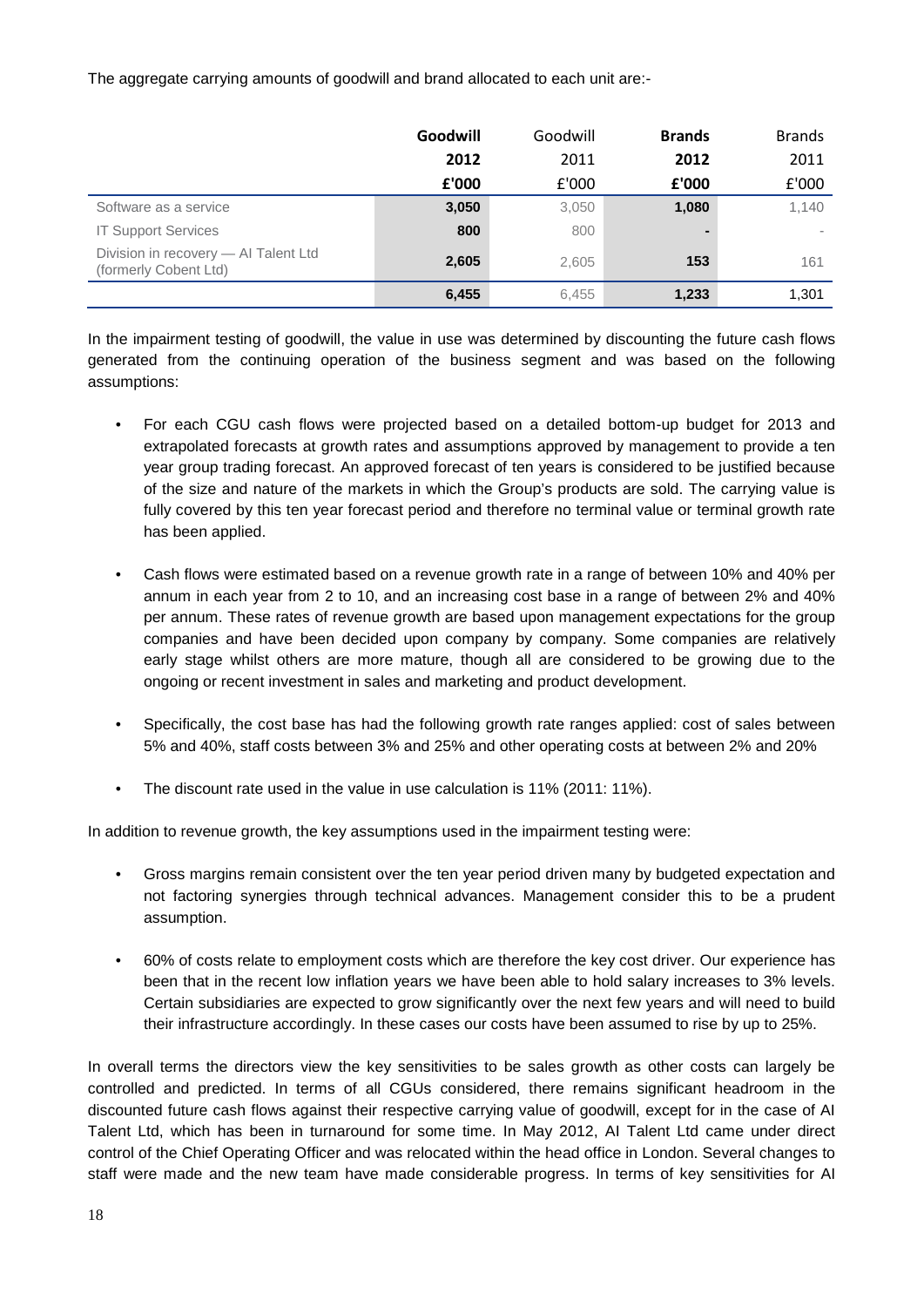The aggregate carrying amounts of goodwill and brand allocated to each unit are:-

| | **Goodwill 2012 £'000** | Goodwill 2011 £'000 | **Brands 2012 £'000** | Brands 2011 £'000 |
|---|---|---|---|---|
| Software as a service | **3,050** | 3,050 | **1,080** | 1,140 |
| IT Support Services | **800** | 800 | **-** | - |
| Division in recovery — AI Talent Ltd (formerly Cobent Ltd) | **2,605** | 2,605 | **153** | 161 |
| | **6,455** | 6,455 | **1,233** | 1,301 |

In the impairment testing of goodwill, the value in use was determined by discounting the future cash flows generated from the continuing operation of the business segment and was based on the following assumptions:

- For each CGU cash flows were projected based on a detailed bottom-up budget for 2013 and extrapolated forecasts at growth rates and assumptions approved by management to provide a ten year group trading forecast. An approved forecast of ten years is considered to be justified because of the size and nature of the markets in which the Group's products are sold. The carrying value is fully covered by this ten year forecast period and therefore no terminal value or terminal growth rate has been applied.
- Cash flows were estimated based on a revenue growth rate in a range of between 10% and 40% per annum in each year from 2 to 10, and an increasing cost base in a range of between 2% and 40% per annum. These rates of revenue growth are based upon management expectations for the group companies and have been decided upon company by company. Some companies are relatively early stage whilst others are more mature, though all are considered to be growing due to the ongoing or recent investment in sales and marketing and product development.
- Specifically, the cost base has had the following growth rate ranges applied: cost of sales between 5% and 40%, staff costs between 3% and 25% and other operating costs at between 2% and 20%
- The discount rate used in the value in use calculation is 11% (2011: 11%).

In addition to revenue growth, the key assumptions used in the impairment testing were:

- Gross margins remain consistent over the ten year period driven many by budgeted expectation and not factoring synergies through technical advances. Management consider this to be a prudent assumption.
- 60% of costs relate to employment costs which are therefore the key cost driver. Our experience has been that in the recent low inflation years we have been able to hold salary increases to 3% levels. Certain subsidiaries are expected to grow significantly over the next few years and will need to build their infrastructure accordingly. In these cases our costs have been assumed to rise by up to 25%.

In overall terms the directors view the key sensitivities to be sales growth as other costs can largely be controlled and predicted. In terms of all CGUs considered, there remains significant headroom in the discounted future cash flows against their respective carrying value of goodwill, except for in the case of AI Talent Ltd, which has been in turnaround for some time. In May 2012, AI Talent Ltd came under direct control of the Chief Operating Officer and was relocated within the head office in London. Several changes to staff were made and the new team have made considerable progress. In terms of key sensitivities for AI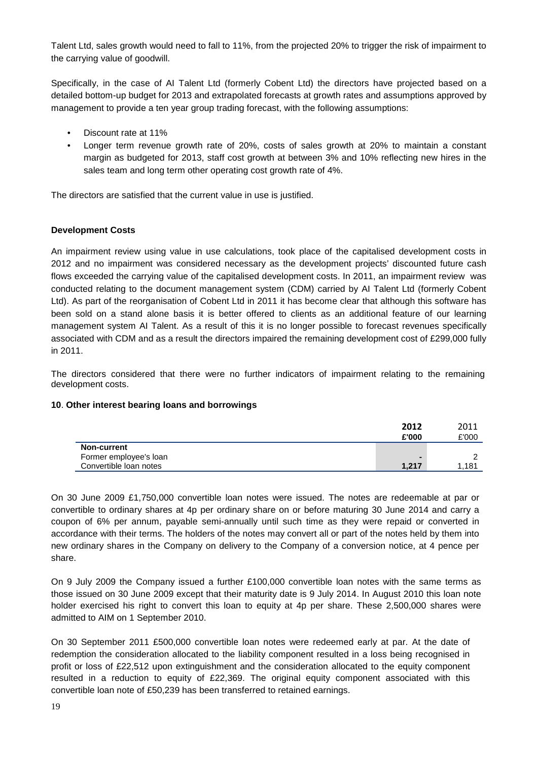Talent Ltd, sales growth would need to fall to 11%, from the projected 20% to trigger the risk of impairment to the carrying value of goodwill.

Specifically, in the case of AI Talent Ltd (formerly Cobent Ltd) the directors have projected based on a detailed bottom-up budget for 2013 and extrapolated forecasts at growth rates and assumptions approved by management to provide a ten year group trading forecast, with the following assumptions:

- Discount rate at 11%
- Longer term revenue growth rate of 20%, costs of sales growth at 20% to maintain a constant margin as budgeted for 2013, staff cost growth at between 3% and 10% reflecting new hires in the sales team and long term other operating cost growth rate of 4%.

The directors are satisfied that the current value in use is justified.

**Development Costs**

An impairment review using value in use calculations, took place of the capitalised development costs in 2012 and no impairment was considered necessary as the development projects' discounted future cash flows exceeded the carrying value of the capitalised development costs. In 2011, an impairment review was conducted relating to the document management system (CDM) carried by AI Talent Ltd (formerly Cobent Ltd). As part of the reorganisation of Cobent Ltd in 2011 it has become clear that although this software has been sold on a stand alone basis it is better offered to clients as an additional feature of our learning management system AI Talent. As a result of this it is no longer possible to forecast revenues specifically associated with CDM and as a result the directors impaired the remaining development cost of £299,000 fully in 2011.

The directors considered that there were no further indicators of impairment relating to the remaining development costs.

**10. Other interest bearing loans and borrowings**

| | **2012** | 2011 |
|---|---|---|
| | **£'000** | £'000 |
| **Non-current** | | |
| Former employee's loan | **-** | 2 |
| Convertible loan notes | **1,217** | 1,181 |

On 30 June 2009 £1,750,000 convertible loan notes were issued. The notes are redeemable at par or convertible to ordinary shares at 4p per ordinary share on or before maturing 30 June 2014 and carry a coupon of 6% per annum, payable semi-annually until such time as they were repaid or converted in accordance with their terms. The holders of the notes may convert all or part of the notes held by them into new ordinary shares in the Company on delivery to the Company of a conversion notice, at 4 pence per share.

On 9 July 2009 the Company issued a further £100,000 convertible loan notes with the same terms as those issued on 30 June 2009 except that their maturity date is 9 July 2014. In August 2010 this loan note holder exercised his right to convert this loan to equity at 4p per share. These 2,500,000 shares were admitted to AIM on 1 September 2010.

On 30 September 2011 £500,000 convertible loan notes were redeemed early at par. At the date of redemption the consideration allocated to the liability component resulted in a loss being recognised in profit or loss of £22,512 upon extinguishment and the consideration allocated to the equity component resulted in a reduction to equity of £22,369. The original equity component associated with this convertible loan note of £50,239 has been transferred to retained earnings.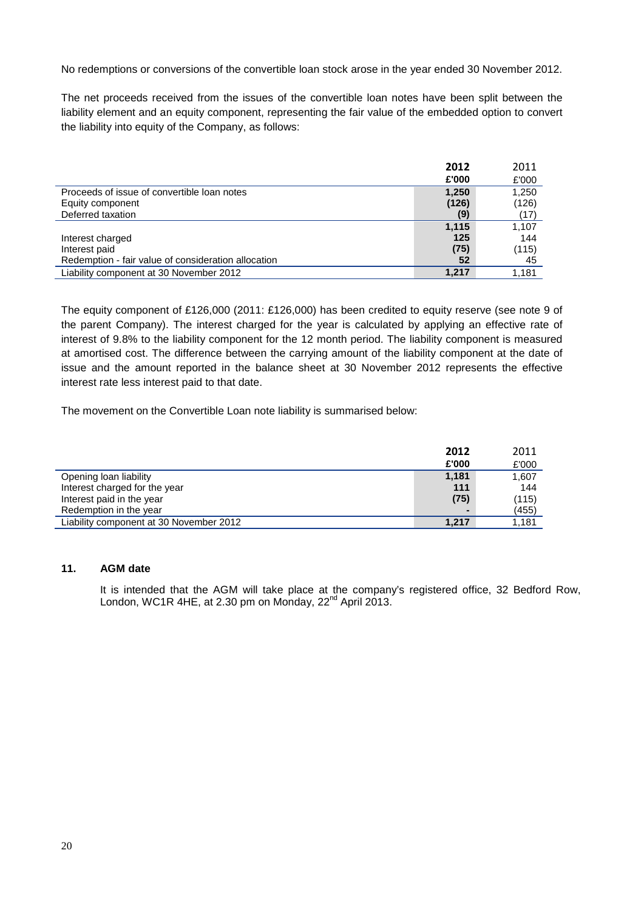No redemptions or conversions of the convertible loan stock arose in the year ended 30 November 2012.

The net proceeds received from the issues of the convertible loan notes have been split between the liability element and an equity component, representing the fair value of the embedded option to convert the liability into equity of the Company, as follows:

| | 2012 | 2011 |
|---|---|---|
| | £'000 | £'000 |
| Proceeds of issue of convertible loan notes | 1,250 | 1,250 |
| Equity component | (126) | (126) |
| Deferred taxation | (9) | (17) |
| | 1,115 | 1,107 |
| Interest charged | 125 | 144 |
| Interest paid | (75) | (115) |
| Redemption - fair value of consideration allocation | 52 | 45 |
| Liability component at 30 November 2012 | 1,217 | 1,181 |

The equity component of £126,000 (2011: £126,000) has been credited to equity reserve (see note 9 of the parent Company). The interest charged for the year is calculated by applying an effective rate of interest of 9.8% to the liability component for the 12 month period. The liability component is measured at amortised cost. The difference between the carrying amount of the liability component at the date of issue and the amount reported in the balance sheet at 30 November 2012 represents the effective interest rate less interest paid to that date.

The movement on the Convertible Loan note liability is summarised below:

| | 2012 | 2011 |
|---|---|---|
| | £'000 | £'000 |
| Opening loan liability | 1,181 | 1,607 |
| Interest charged for the year | 111 | 144 |
| Interest paid in the year | (75) | (115) |
| Redemption in the year | - | (455) |
| Liability component at 30 November 2012 | 1,217 | 1,181 |

#### 11. AGM date

It is intended that the AGM will take place at the company's registered office, 32 Bedford Row, London, WC1R 4HE, at 2.30 pm on Monday, 22nd April 2013.